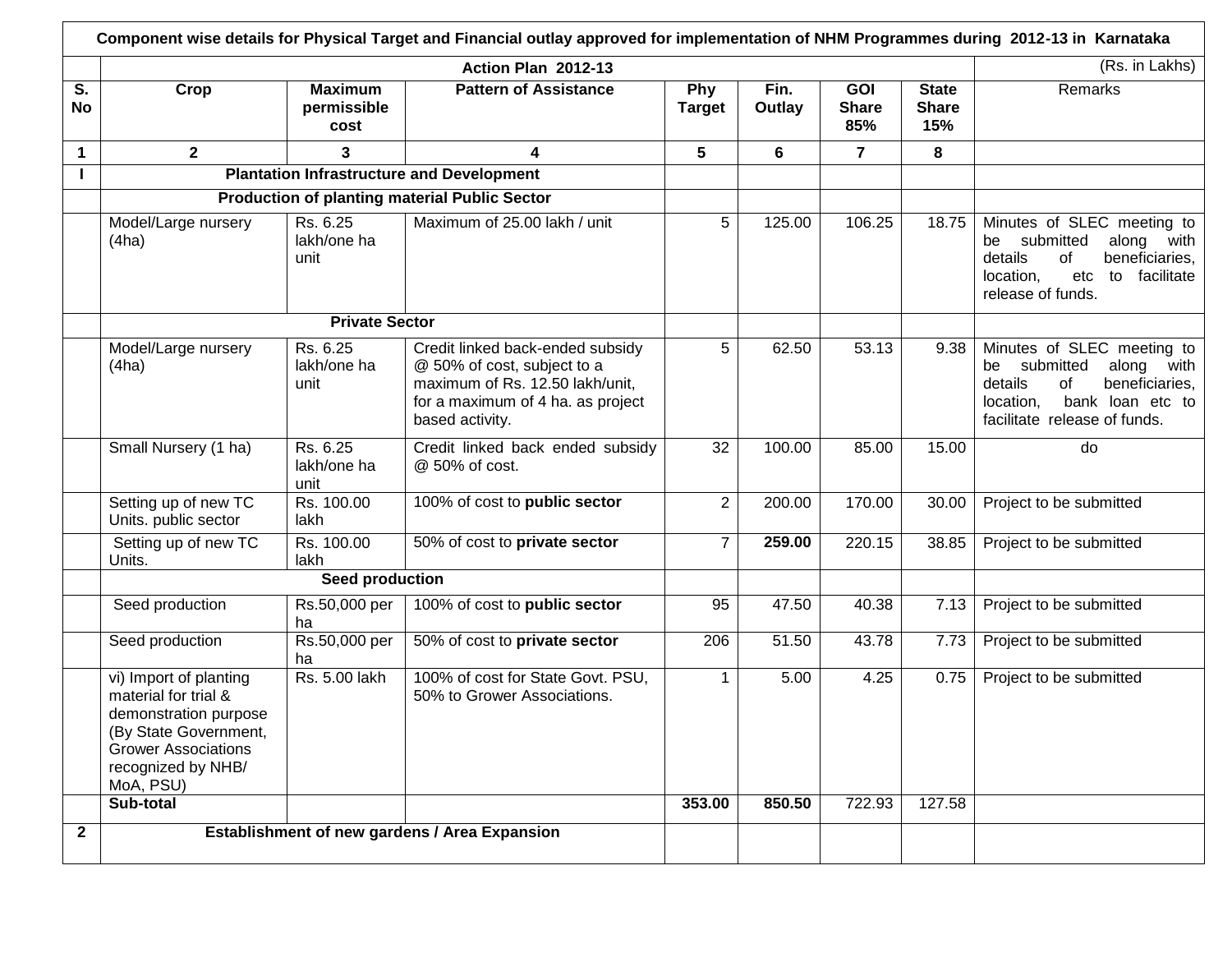# Component wise details for Physical Target and Financial outlay approved for implementation of NHM Programmes during 2012-13 in Karnataka

| | Action Plan 2012-13 | | | | | | | (Rs. in Lakhs) |
|---|---|---|---|---|---|---|---|---|
| **S. No** | **Crop** | **Maximum permissible cost** | **Pattern of Assistance** | **Phy Target** | **Fin. Outlay** | **GOI Share 85%** | **State Share 15%** | Remarks |
| **1** | **2** | **3** | **4** | **5** | **6** | **7** | **8** | |
| **I** | **Plantation Infrastructure and Development** | | | | | | | |
| | **Production of planting material Public Sector** | | | | | | | |
| | Model/Large nursery (4ha) | Rs. 6.25 lakh/one ha unit | Maximum of 25.00 lakh / unit | 5 | 125.00 | 106.25 | 18.75 | Minutes of SLEC meeting to be submitted along with details of beneficiaries, location, etc to facilitate release of funds. |
| | **Private Sector** | | | | | | | |
| | Model/Large nursery (4ha) | Rs. 6.25 lakh/one ha unit | Credit linked back-ended subsidy @ 50% of cost, subject to a maximum of Rs. 12.50 lakh/unit, for a maximum of 4 ha. as project based activity. | 5 | 62.50 | 53.13 | 9.38 | Minutes of SLEC meeting to be submitted along with details of beneficiaries, location, bank loan etc to facilitate release of funds. |
| | Small Nursery (1 ha) | Rs. 6.25 lakh/one ha unit | Credit linked back ended subsidy @ 50% of cost. | 32 | 100.00 | 85.00 | 15.00 | do |
| | Setting up of new TC Units. public sector | Rs. 100.00 lakh | 100% of cost to **public sector** | 2 | 200.00 | 170.00 | 30.00 | Project to be submitted |
| | Setting up of new TC Units. | Rs. 100.00 lakh | 50% of cost to **private sector** | 7 | **259.00** | 220.15 | 38.85 | Project to be submitted |
| | **Seed production** | | | | | | | |
| | Seed production | Rs.50,000 per ha | 100% of cost to **public sector** | 95 | 47.50 | 40.38 | 7.13 | Project to be submitted |
| | Seed production | Rs.50,000 per ha | 50% of cost to **private sector** | 206 | 51.50 | 43.78 | 7.73 | Project to be submitted |
| | vi) Import of planting material for trial & demonstration purpose (By State Government, Grower Associations recognized by NHB/ MoA, PSU) | Rs. 5.00 lakh | 100% of cost for State Govt. PSU, 50% to Grower Associations. | 1 | 5.00 | 4.25 | 0.75 | Project to be submitted |
| | **Sub-total** | | | **353.00** | **850.50** | 722.93 | 127.58 | |
| **2** | **Establishment of new gardens / Area Expansion** | | | | | | | |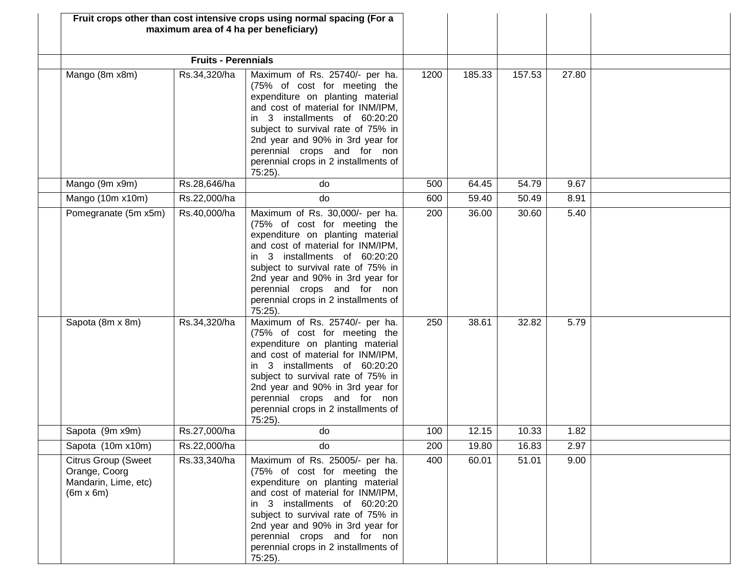| | | | | | | | | |
|---|---|---|---|---|---|---|---|---|
| | **Fruit crops other than cost intensive crops using normal spacing (For a maximum area of 4 ha per beneficiary)** | | | | | | | |
| | **Fruits - Perennials** | | | | | | | |
| | Mango (8m x8m) | Rs.34,320/ha | Maximum of Rs. 25740/- per ha. (75% of cost for meeting the expenditure on planting material and cost of material for INM/IPM, in 3 installments of 60:20:20 subject to survival rate of 75% in 2nd year and 90% in 3rd year for perennial crops and for non perennial crops in 2 installments of 75:25). | 1200 | 185.33 | 157.53 | 27.80 | |
| | Mango (9m x9m) | Rs.28,646/ha | do | 500 | 64.45 | 54.79 | 9.67 | |
| | Mango (10m x10m) | Rs.22,000/ha | do | 600 | 59.40 | 50.49 | 8.91 | |
| | Pomegranate (5m x5m) | Rs.40,000/ha | Maximum of Rs. 30,000/- per ha. (75% of cost for meeting the expenditure on planting material and cost of material for INM/IPM, in 3 installments of 60:20:20 subject to survival rate of 75% in 2nd year and 90% in 3rd year for perennial crops and for non perennial crops in 2 installments of 75:25). | 200 | 36.00 | 30.60 | 5.40 | |
| | Sapota (8m x 8m) | Rs.34,320/ha | Maximum of Rs. 25740/- per ha. (75% of cost for meeting the expenditure on planting material and cost of material for INM/IPM, in 3 installments of 60:20:20 subject to survival rate of 75% in 2nd year and 90% in 3rd year for perennial crops and for non perennial crops in 2 installments of 75:25). | 250 | 38.61 | 32.82 | 5.79 | |
| | Sapota (9m x9m) | Rs.27,000/ha | do | 100 | 12.15 | 10.33 | 1.82 | |
| | Sapota (10m x10m) | Rs.22,000/ha | do | 200 | 19.80 | 16.83 | 2.97 | |
| | Citrus Group (Sweet Orange, Coorg Mandarin, Lime, etc) (6m x 6m) | Rs.33,340/ha | Maximum of Rs. 25005/- per ha. (75% of cost for meeting the expenditure on planting material and cost of material for INM/IPM, in 3 installments of 60:20:20 subject to survival rate of 75% in 2nd year and 90% in 3rd year for perennial crops and for non perennial crops in 2 installments of 75:25). | 400 | 60.01 | 51.01 | 9.00 | |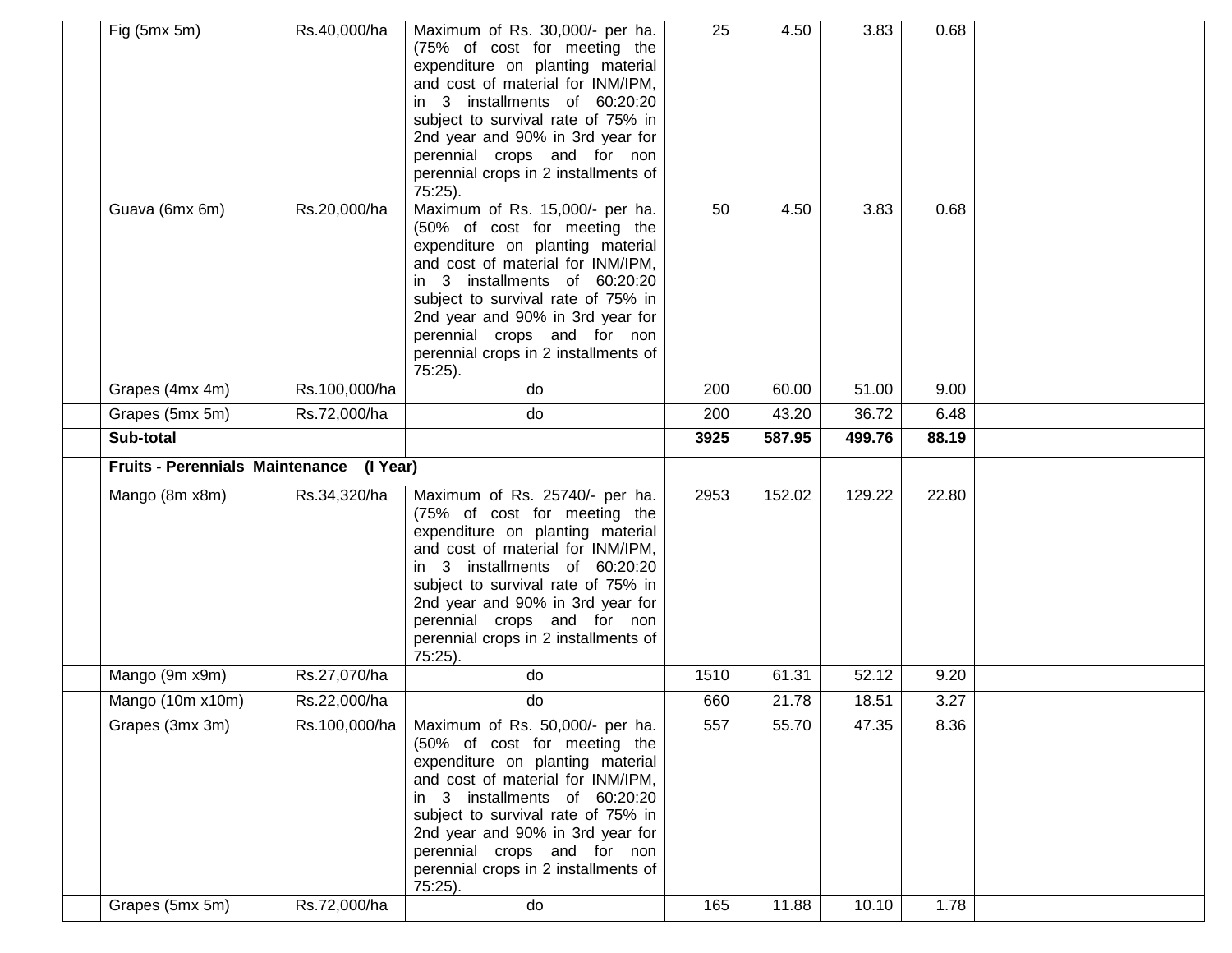| | | | | | | | | |
|---|---|---|---|---|---|---|---|---|
| | Fig (5mx 5m) | Rs.40,000/ha | Maximum of Rs. 30,000/- per ha. (75% of cost for meeting the expenditure on planting material and cost of material for INM/IPM, in 3 installments of 60:20:20 subject to survival rate of 75% in 2nd year and 90% in 3rd year for perennial crops and for non perennial crops in 2 installments of 75:25). | 25 | 4.50 | 3.83 | 0.68 | |
| | Guava (6mx 6m) | Rs.20,000/ha | Maximum of Rs. 15,000/- per ha. (50% of cost for meeting the expenditure on planting material and cost of material for INM/IPM, in 3 installments of 60:20:20 subject to survival rate of 75% in 2nd year and 90% in 3rd year for perennial crops and for non perennial crops in 2 installments of 75:25). | 50 | 4.50 | 3.83 | 0.68 | |
| | Grapes (4mx 4m) | Rs.100,000/ha | do | 200 | 60.00 | 51.00 | 9.00 | |
| | Grapes (5mx 5m) | Rs.72,000/ha | do | 200 | 43.20 | 36.72 | 6.48 | |
| | **Sub-total** | | | **3925** | **587.95** | **499.76** | **88.19** | |
| | **Fruits - Perennials Maintenance (I Year)** | | | | | | | |
| | Mango (8m x8m) | Rs.34,320/ha | Maximum of Rs. 25740/- per ha. (75% of cost for meeting the expenditure on planting material and cost of material for INM/IPM, in 3 installments of 60:20:20 subject to survival rate of 75% in 2nd year and 90% in 3rd year for perennial crops and for non perennial crops in 2 installments of 75:25). | 2953 | 152.02 | 129.22 | 22.80 | |
| | Mango (9m x9m) | Rs.27,070/ha | do | 1510 | 61.31 | 52.12 | 9.20 | |
| | Mango (10m x10m) | Rs.22,000/ha | do | 660 | 21.78 | 18.51 | 3.27 | |
| | Grapes (3mx 3m) | Rs.100,000/ha | Maximum of Rs. 50,000/- per ha. (50% of cost for meeting the expenditure on planting material and cost of material for INM/IPM, in 3 installments of 60:20:20 subject to survival rate of 75% in 2nd year and 90% in 3rd year for perennial crops and for non perennial crops in 2 installments of 75:25). | 557 | 55.70 | 47.35 | 8.36 | |
| | Grapes (5mx 5m) | Rs.72,000/ha | do | 165 | 11.88 | 10.10 | 1.78 | |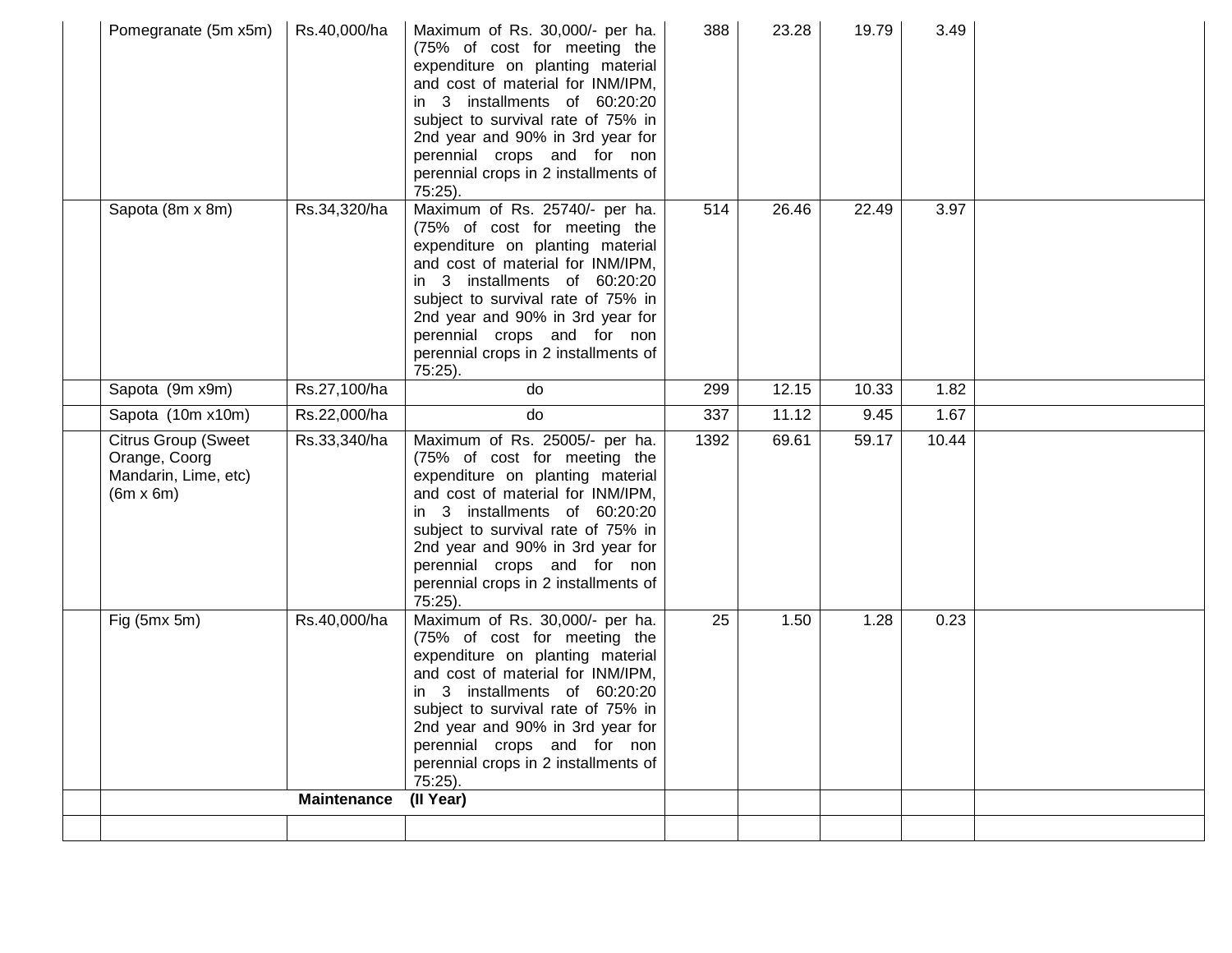| | | | | | | | | |
|---|---|---|---|---|---|---|---|---|
| | Pomegranate (5m x5m) | Rs.40,000/ha | Maximum of Rs. 30,000/- per ha. (75% of cost for meeting the expenditure on planting material and cost of material for INM/IPM, in 3 installments of 60:20:20 subject to survival rate of 75% in 2nd year and 90% in 3rd year for perennial crops and for non perennial crops in 2 installments of 75:25). | 388 | 23.28 | 19.79 | 3.49 | |
| | Sapota (8m x 8m) | Rs.34,320/ha | Maximum of Rs. 25740/- per ha. (75% of cost for meeting the expenditure on planting material and cost of material for INM/IPM, in 3 installments of 60:20:20 subject to survival rate of 75% in 2nd year and 90% in 3rd year for perennial crops and for non perennial crops in 2 installments of 75:25). | 514 | 26.46 | 22.49 | 3.97 | |
| | Sapota (9m x9m) | Rs.27,100/ha | do | 299 | 12.15 | 10.33 | 1.82 | |
| | Sapota (10m x10m) | Rs.22,000/ha | do | 337 | 11.12 | 9.45 | 1.67 | |
| | Citrus Group (Sweet Orange, Coorg Mandarin, Lime, etc) (6m x 6m) | Rs.33,340/ha | Maximum of Rs. 25005/- per ha. (75% of cost for meeting the expenditure on planting material and cost of material for INM/IPM, in 3 installments of 60:20:20 subject to survival rate of 75% in 2nd year and 90% in 3rd year for perennial crops and for non perennial crops in 2 installments of 75:25). | 1392 | 69.61 | 59.17 | 10.44 | |
| | Fig (5mx 5m) | Rs.40,000/ha | Maximum of Rs. 30,000/- per ha. (75% of cost for meeting the expenditure on planting material and cost of material for INM/IPM, in 3 installments of 60:20:20 subject to survival rate of 75% in 2nd year and 90% in 3rd year for perennial crops and for non perennial crops in 2 installments of 75:25). | 25 | 1.50 | 1.28 | 0.23 | |
| | **Maintenance (II Year)** | | | | | | | |
| | | | | | | | | |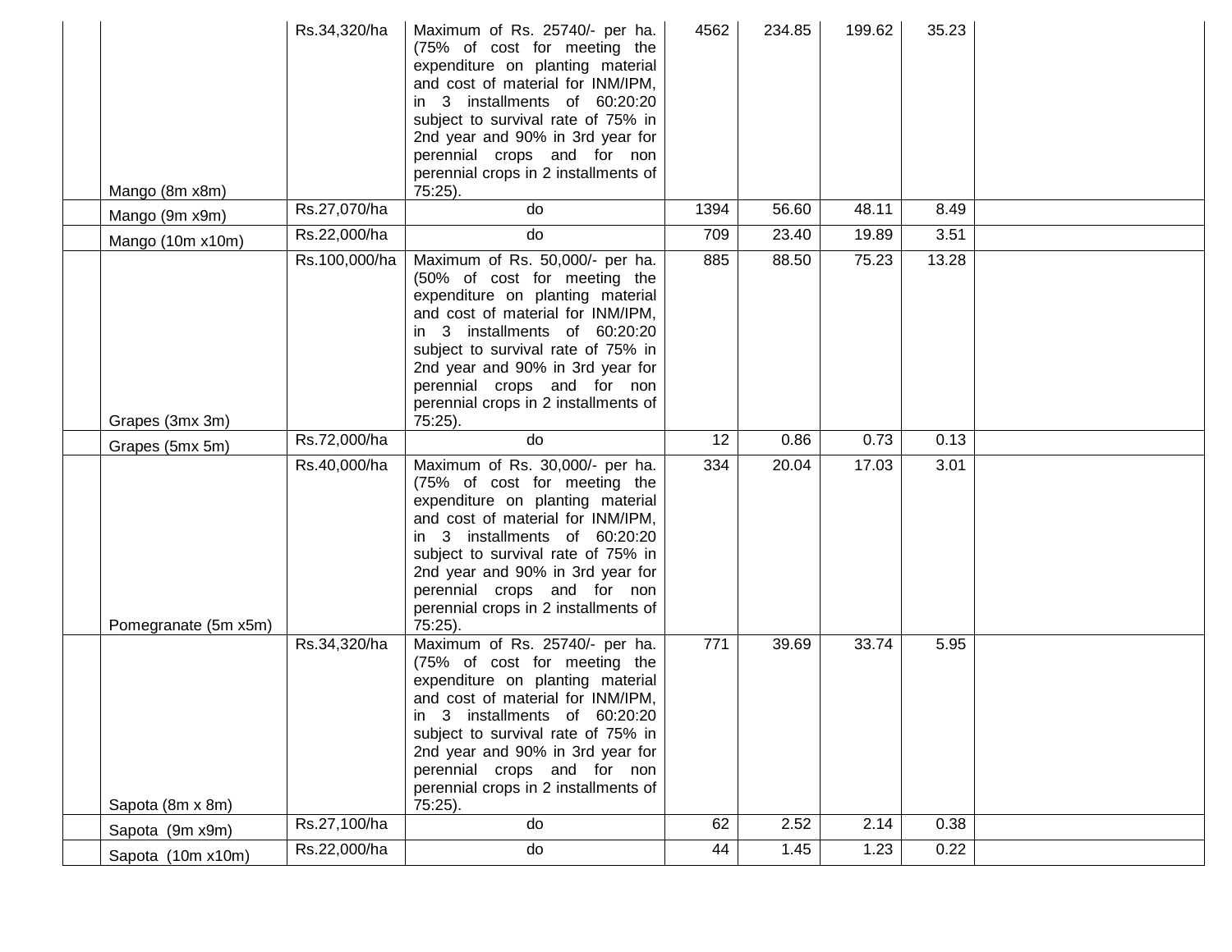| | | | | | | | | |
|---|---|---|---|---|---|---|---|---|
| | Mango (8m x8m) | Rs.34,320/ha | Maximum of Rs. 25740/- per ha. (75% of cost for meeting the expenditure on planting material and cost of material for INM/IPM, in 3 installments of 60:20:20 subject to survival rate of 75% in 2nd year and 90% in 3rd year for perennial crops and for non perennial crops in 2 installments of 75:25). | 4562 | 234.85 | 199.62 | 35.23 | |
| | Mango (9m x9m) | Rs.27,070/ha | do | 1394 | 56.60 | 48.11 | 8.49 | |
| | Mango (10m x10m) | Rs.22,000/ha | do | 709 | 23.40 | 19.89 | 3.51 | |
| | Grapes (3mx 3m) | Rs.100,000/ha | Maximum of Rs. 50,000/- per ha. (50% of cost for meeting the expenditure on planting material and cost of material for INM/IPM, in 3 installments of 60:20:20 subject to survival rate of 75% in 2nd year and 90% in 3rd year for perennial crops and for non perennial crops in 2 installments of 75:25). | 885 | 88.50 | 75.23 | 13.28 | |
| | Grapes (5mx 5m) | Rs.72,000/ha | do | 12 | 0.86 | 0.73 | 0.13 | |
| | Pomegranate (5m x5m) | Rs.40,000/ha | Maximum of Rs. 30,000/- per ha. (75% of cost for meeting the expenditure on planting material and cost of material for INM/IPM, in 3 installments of 60:20:20 subject to survival rate of 75% in 2nd year and 90% in 3rd year for perennial crops and for non perennial crops in 2 installments of 75:25). | 334 | 20.04 | 17.03 | 3.01 | |
| | Sapota (8m x 8m) | Rs.34,320/ha | Maximum of Rs. 25740/- per ha. (75% of cost for meeting the expenditure on planting material and cost of material for INM/IPM, in 3 installments of 60:20:20 subject to survival rate of 75% in 2nd year and 90% in 3rd year for perennial crops and for non perennial crops in 2 installments of 75:25). | 771 | 39.69 | 33.74 | 5.95 | |
| | Sapota (9m x9m) | Rs.27,100/ha | do | 62 | 2.52 | 2.14 | 0.38 | |
| | Sapota (10m x10m) | Rs.22,000/ha | do | 44 | 1.45 | 1.23 | 0.22 | |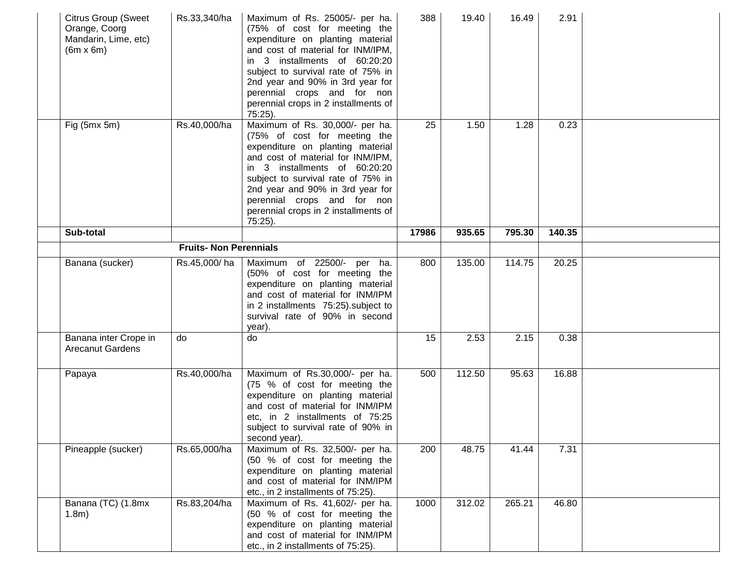| | | | | | | | | |
|---|---|---|---|---|---|---|---|---|
| | Citrus Group (Sweet Orange, Coorg Mandarin, Lime, etc) (6m x 6m) | Rs.33,340/ha | Maximum of Rs. 25005/- per ha. (75% of cost for meeting the expenditure on planting material and cost of material for INM/IPM, in 3 installments of 60:20:20 subject to survival rate of 75% in 2nd year and 90% in 3rd year for perennial crops and for non perennial crops in 2 installments of 75:25). | 388 | 19.40 | 16.49 | 2.91 | |
| | Fig (5mx 5m) | Rs.40,000/ha | Maximum of Rs. 30,000/- per ha. (75% of cost for meeting the expenditure on planting material and cost of material for INM/IPM, in 3 installments of 60:20:20 subject to survival rate of 75% in 2nd year and 90% in 3rd year for perennial crops and for non perennial crops in 2 installments of 75:25). | 25 | 1.50 | 1.28 | 0.23 | |
| | **Sub-total** | | | **17986** | **935.65** | **795.30** | **140.35** | |
| | **Fruits- Non Perennials** | | | | | | | |
| | Banana (sucker) | Rs.45,000/ ha | Maximum of 22500/- per ha. (50% of cost for meeting the expenditure on planting material and cost of material for INM/IPM in 2 installments 75:25).subject to survival rate of 90% in second year). | 800 | 135.00 | 114.75 | 20.25 | |
| | Banana inter Crope in Arecanut Gardens | do | do | 15 | 2.53 | 2.15 | 0.38 | |
| | Papaya | Rs.40,000/ha | Maximum of Rs.30,000/- per ha. (75 % of cost for meeting the expenditure on planting material and cost of material for INM/IPM etc, in 2 installments of 75:25 subject to survival rate of 90% in second year). | 500 | 112.50 | 95.63 | 16.88 | |
| | Pineapple (sucker) | Rs.65,000/ha | Maximum of Rs. 32,500/- per ha. (50 % of cost for meeting the expenditure on planting material and cost of material for INM/IPM etc., in 2 installments of 75:25). | 200 | 48.75 | 41.44 | 7.31 | |
| | Banana (TC) (1.8mx 1.8m) | Rs.83,204/ha | Maximum of Rs. 41,602/- per ha. (50 % of cost for meeting the expenditure on planting material and cost of material for INM/IPM etc., in 2 installments of 75:25). | 1000 | 312.02 | 265.21 | 46.80 | |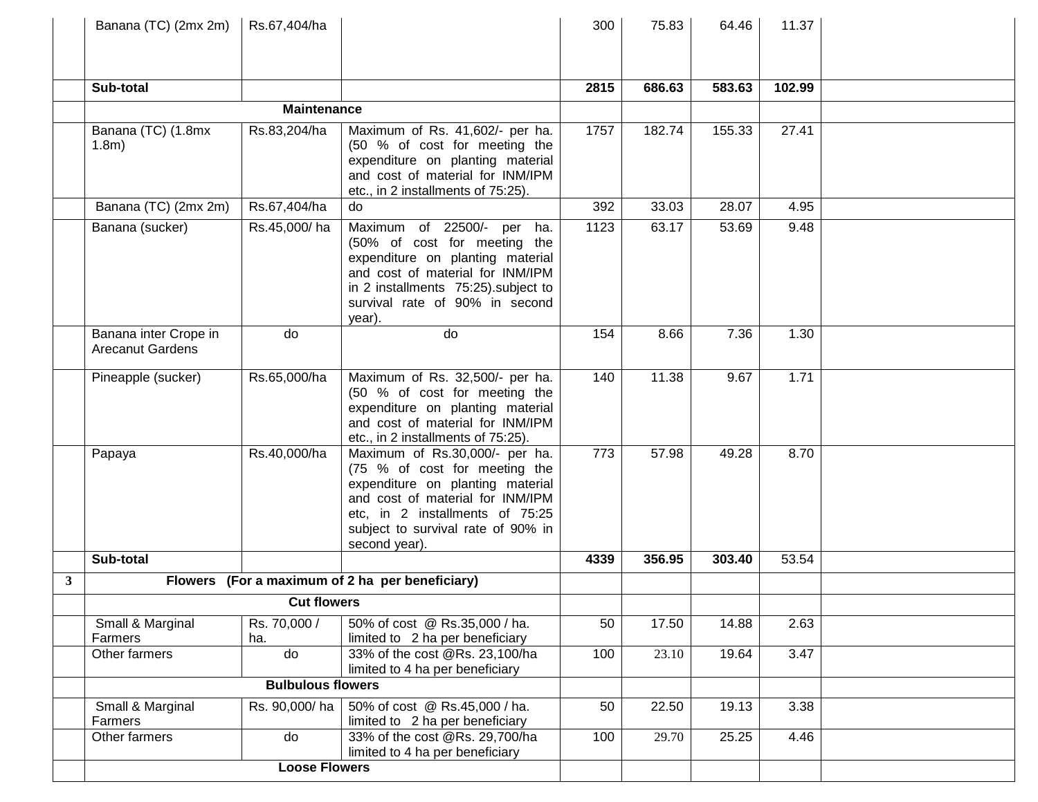| | | | | | | | | |
|---|---|---|---|---|---|---|---|---|
| | Banana (TC) (2mx 2m) | Rs.67,404/ha | | 300 | 75.83 | 64.46 | 11.37 | |
| | **Sub-total** | | | **2815** | **686.63** | **583.63** | **102.99** | |
| | **Maintenance** | | | | | | | |
| | Banana (TC) (1.8mx 1.8m) | Rs.83,204/ha | Maximum of Rs. 41,602/- per ha. (50 % of cost for meeting the expenditure on planting material and cost of material for INM/IPM etc., in 2 installments of 75:25). | 1757 | 182.74 | 155.33 | 27.41 | |
| | Banana (TC) (2mx 2m) | Rs.67,404/ha | do | 392 | 33.03 | 28.07 | 4.95 | |
| | Banana (sucker) | Rs.45,000/ ha | Maximum of 22500/- per ha. (50% of cost for meeting the expenditure on planting material and cost of material for INM/IPM in 2 installments 75:25).subject to survival rate of 90% in second year). | 1123 | 63.17 | 53.69 | 9.48 | |
| | Banana inter Crope in Arecanut Gardens | do | do | 154 | 8.66 | 7.36 | 1.30 | |
| | Pineapple (sucker) | Rs.65,000/ha | Maximum of Rs. 32,500/- per ha. (50 % of cost for meeting the expenditure on planting material and cost of material for INM/IPM etc., in 2 installments of 75:25). | 140 | 11.38 | 9.67 | 1.71 | |
| | Papaya | Rs.40,000/ha | Maximum of Rs.30,000/- per ha. (75 % of cost for meeting the expenditure on planting material and cost of material for INM/IPM etc, in 2 installments of 75:25 subject to survival rate of 90% in second year). | 773 | 57.98 | 49.28 | 8.70 | |
| | **Sub-total** | | | **4339** | **356.95** | **303.40** | 53.54 | |
| **3** | **Flowers (For a maximum of 2 ha per beneficiary)** | | | | | | | |
| | **Cut flowers** | | | | | | | |
| | Small & Marginal Farmers | Rs. 70,000 / ha. | 50% of cost @ Rs.35,000 / ha. limited to 2 ha per beneficiary | 50 | 17.50 | 14.88 | 2.63 | |
| | Other farmers | do | 33% of the cost @Rs. 23,100/ha limited to 4 ha per beneficiary | 100 | 23.10 | 19.64 | 3.47 | |
| | **Bulbulous flowers** | | | | | | | |
| | Small & Marginal Farmers | Rs. 90,000/ ha | 50% of cost @ Rs.45,000 / ha. limited to 2 ha per beneficiary | 50 | 22.50 | 19.13 | 3.38 | |
| | Other farmers | do | 33% of the cost @Rs. 29,700/ha limited to 4 ha per beneficiary | 100 | 29.70 | 25.25 | 4.46 | |
| | **Loose Flowers** | | | | | | | |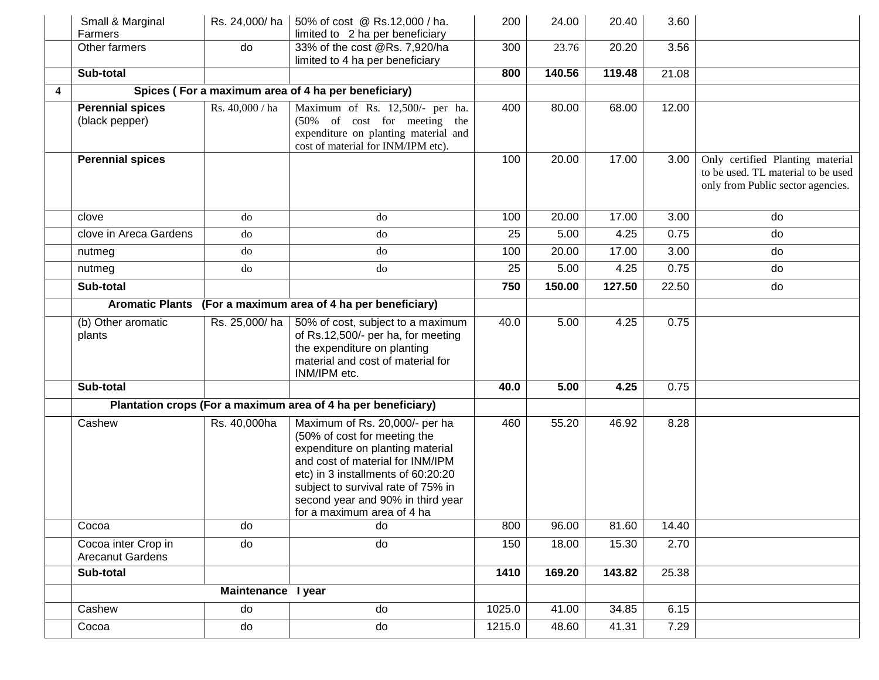| | | | | | | | | |
|---|---|---|---|---|---|---|---|---|
| | Small & Marginal Farmers | Rs. 24,000/ ha | 50% of cost @ Rs.12,000 / ha. limited to 2 ha per beneficiary | 200 | 24.00 | 20.40 | 3.60 | |
| | Other farmers | do | 33% of the cost @Rs. 7,920/ha limited to 4 ha per beneficiary | 300 | 23.76 | 20.20 | 3.56 | |
| | **Sub-total** | | | **800** | **140.56** | **119.48** | 21.08 | |
| **4** | **Spices ( For a maximum area of 4 ha per beneficiary)** | | | | | | | |
| | **Perennial spices** (black pepper) | Rs. 40,000 / ha | Maximum of Rs. 12,500/- per ha. (50% of cost for meeting the expenditure on planting material and cost of material for INM/IPM etc). | 400 | 80.00 | 68.00 | 12.00 | |
| | **Perennial spices** | | | 100 | 20.00 | 17.00 | 3.00 | Only certified Planting material to be used. TL material to be used only from Public sector agencies. |
| | clove | do | do | 100 | 20.00 | 17.00 | 3.00 | do |
| | clove in Areca Gardens | do | do | 25 | 5.00 | 4.25 | 0.75 | do |
| | nutmeg | do | do | 100 | 20.00 | 17.00 | 3.00 | do |
| | nutmeg | do | do | 25 | 5.00 | 4.25 | 0.75 | do |
| | **Sub-total** | | | **750** | **150.00** | **127.50** | 22.50 | do |
| | **Aromatic Plants (For a maximum area of 4 ha per beneficiary)** | | | | | | | |
| | (b) Other aromatic plants | Rs. 25,000/ ha | 50% of cost, subject to a maximum of Rs.12,500/- per ha, for meeting the expenditure on planting material and cost of material for INM/IPM etc. | 40.0 | 5.00 | 4.25 | 0.75 | |
| | **Sub-total** | | | **40.0** | **5.00** | **4.25** | 0.75 | |
| | **Plantation crops (For a maximum area of 4 ha per beneficiary)** | | | | | | | |
| | Cashew | Rs. 40,000ha | Maximum of Rs. 20,000/- per ha (50% of cost for meeting the expenditure on planting material and cost of material for INM/IPM etc) in 3 installments of 60:20:20 subject to survival rate of 75% in second year and 90% in third year for a maximum area of 4 ha | 460 | 55.20 | 46.92 | 8.28 | |
| | Cocoa | do | do | 800 | 96.00 | 81.60 | 14.40 | |
| | Cocoa inter Crop in Arecanut Gardens | do | do | 150 | 18.00 | 15.30 | 2.70 | |
| | **Sub-total** | | | **1410** | **169.20** | **143.82** | 25.38 | |
| | **Maintenance I year** | | | | | | | |
| | Cashew | do | do | 1025.0 | 41.00 | 34.85 | 6.15 | |
| | Cocoa | do | do | 1215.0 | 48.60 | 41.31 | 7.29 | |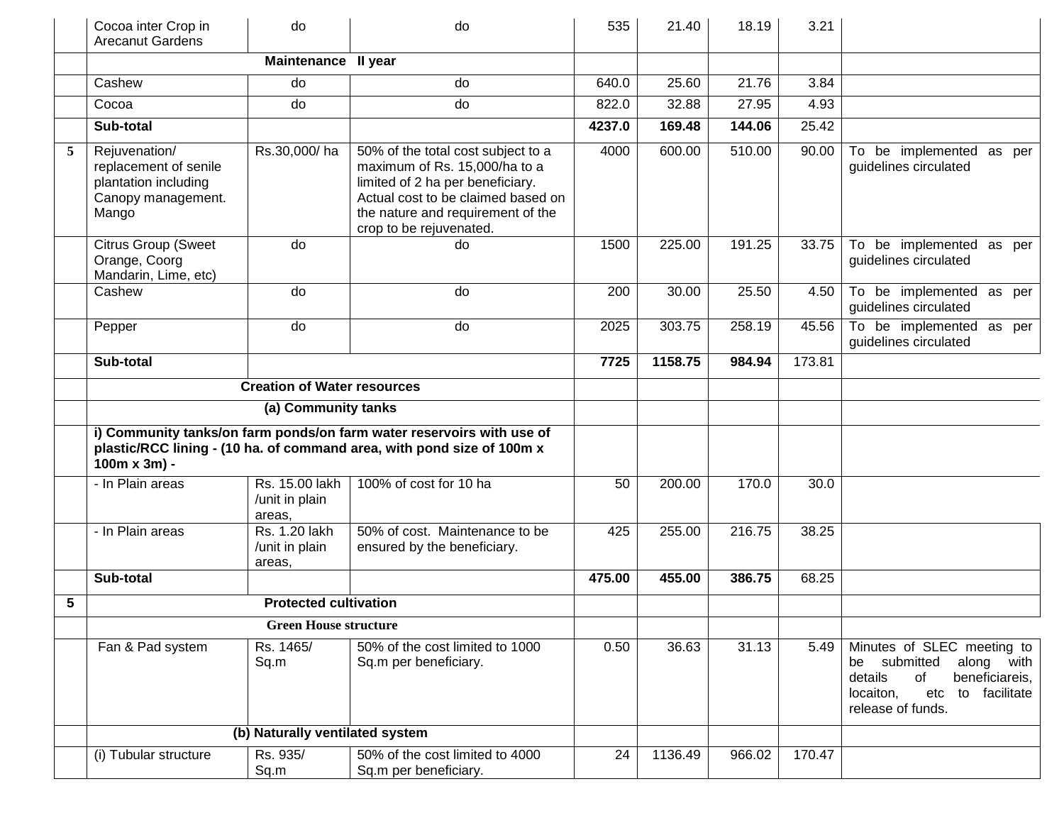| | | | | | | | | |
|---|---|---|---|---|---|---|---|---|
| | Cocoa inter Crop in Arecanut Gardens | do | do | 535 | 21.40 | 18.19 | 3.21 | |
| | **Maintenance II year** | | | | | | | |
| | Cashew | do | do | 640.0 | 25.60 | 21.76 | 3.84 | |
| | Cocoa | do | do | 822.0 | 32.88 | 27.95 | 4.93 | |
| | **Sub-total** | | | **4237.0** | **169.48** | **144.06** | 25.42 | |
| **5** | Rejuvenation/ replacement of senile plantation including Canopy management. Mango | Rs.30,000/ ha | 50% of the total cost subject to a maximum of Rs. 15,000/ha to a limited of 2 ha per beneficiary. Actual cost to be claimed based on the nature and requirement of the crop to be rejuvenated. | 4000 | 600.00 | 510.00 | 90.00 | To be implemented as per guidelines circulated |
| | Citrus Group (Sweet Orange, Coorg Mandarin, Lime, etc) | do | do | 1500 | 225.00 | 191.25 | 33.75 | To be implemented as per guidelines circulated |
| | Cashew | do | do | 200 | 30.00 | 25.50 | 4.50 | To be implemented as per guidelines circulated |
| | Pepper | do | do | 2025 | 303.75 | 258.19 | 45.56 | To be implemented as per guidelines circulated |
| | **Sub-total** | | | **7725** | **1158.75** | **984.94** | 173.81 | |
| | **Creation of Water resources** | | | | | | | |
| | **(a) Community tanks** | | | | | | | |
| | **i) Community tanks/on farm ponds/on farm water reservoirs with use of plastic/RCC lining - (10 ha. of command area, with pond size of 100m x 100m x 3m) -** | | | | | | | |
| | - In Plain areas | Rs. 15.00 lakh /unit in plain areas, | 100% of cost for 10 ha | 50 | 200.00 | 170.0 | 30.0 | |
| | - In Plain areas | Rs. 1.20 lakh /unit in plain areas, | 50% of cost. Maintenance to be ensured by the beneficiary. | 425 | 255.00 | 216.75 | 38.25 | |
| | **Sub-total** | | | **475.00** | **455.00** | **386.75** | 68.25 | |
| **5** | **Protected cultivation** | | | | | | | |
| | **Green House structure** | | | | | | | |
| | Fan & Pad system | Rs. 1465/ Sq.m | 50% of the cost limited to 1000 Sq.m per beneficiary. | 0.50 | 36.63 | 31.13 | 5.49 | Minutes of SLEC meeting to be submitted along with details of beneficiareis, locaiton, etc to facilitate release of funds. |
| | **(b) Naturally ventilated system** | | | | | | | |
| | (i) Tubular structure | Rs. 935/ Sq.m | 50% of the cost limited to 4000 Sq.m per beneficiary. | 24 | 1136.49 | 966.02 | 170.47 | |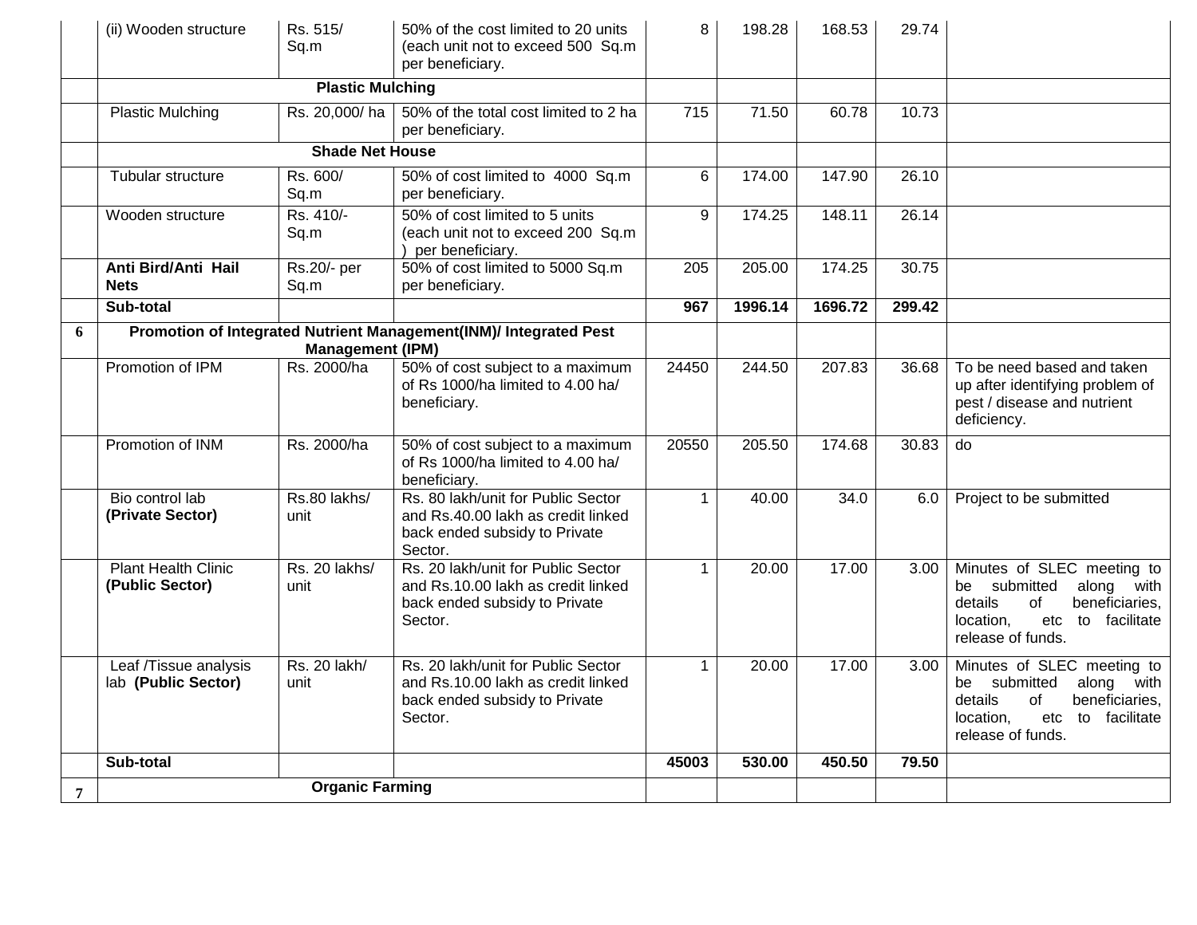| | | | | | | | | |
|---|---|---|---|---|---|---|---|---|
| | (ii) Wooden structure | Rs. 515/ Sq.m | 50% of the cost limited to 20 units (each unit not to exceed 500 Sq.m per beneficiary. | 8 | 198.28 | 168.53 | 29.74 | |
| | **Plastic Mulching** | | | | | | | |
| | Plastic Mulching | Rs. 20,000/ ha | 50% of the total cost limited to 2 ha per beneficiary. | 715 | 71.50 | 60.78 | 10.73 | |
| | **Shade Net House** | | | | | | | |
| | Tubular structure | Rs. 600/ Sq.m | 50% of cost limited to 4000 Sq.m per beneficiary. | 6 | 174.00 | 147.90 | 26.10 | |
| | Wooden structure | Rs. 410/- Sq.m | 50% of cost limited to 5 units (each unit not to exceed 200 Sq.m ) per beneficiary. | 9 | 174.25 | 148.11 | 26.14 | |
| | **Anti Bird/Anti Hail Nets** | Rs.20/- per Sq.m | 50% of cost limited to 5000 Sq.m per beneficiary. | 205 | 205.00 | 174.25 | 30.75 | |
| | **Sub-total** | | | **967** | **1996.14** | **1696.72** | **299.42** | |
| **6** | **Promotion of Integrated Nutrient Management(INM)/ Integrated Pest Management (IPM)** | | | | | | | |
| | Promotion of IPM | Rs. 2000/ha | 50% of cost subject to a maximum of Rs 1000/ha limited to 4.00 ha/ beneficiary. | 24450 | 244.50 | 207.83 | 36.68 | To be need based and taken up after identifying problem of pest / disease and nutrient deficiency. |
| | Promotion of INM | Rs. 2000/ha | 50% of cost subject to a maximum of Rs 1000/ha limited to 4.00 ha/ beneficiary. | 20550 | 205.50 | 174.68 | 30.83 | do |
| | Bio control lab **(Private Sector)** | Rs.80 lakhs/ unit | Rs. 80 lakh/unit for Public Sector and Rs.40.00 lakh as credit linked back ended subsidy to Private Sector. | 1 | 40.00 | 34.0 | 6.0 | Project to be submitted |
| | Plant Health Clinic **(Public Sector)** | Rs. 20 lakhs/ unit | Rs. 20 lakh/unit for Public Sector and Rs.10.00 lakh as credit linked back ended subsidy to Private Sector. | 1 | 20.00 | 17.00 | 3.00 | Minutes of SLEC meeting to be submitted along with details of beneficiaries, location, etc to facilitate release of funds. |
| | Leaf /Tissue analysis lab **(Public Sector)** | Rs. 20 lakh/ unit | Rs. 20 lakh/unit for Public Sector and Rs.10.00 lakh as credit linked back ended subsidy to Private Sector. | 1 | 20.00 | 17.00 | 3.00 | Minutes of SLEC meeting to be submitted along with details of beneficiaries, location, etc to facilitate release of funds. |
| | **Sub-total** | | | **45003** | **530.00** | **450.50** | **79.50** | |
| **7** | **Organic Farming** | | | | | | | |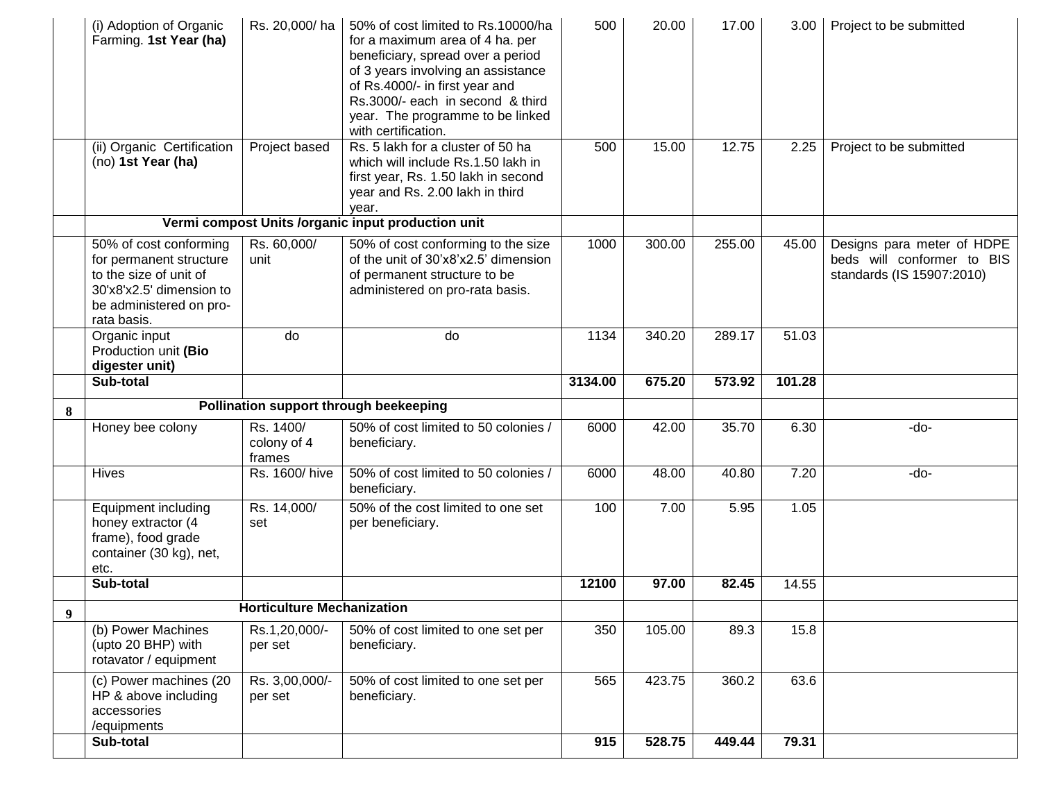| | | | | | | | | |
|---|---|---|---|---|---|---|---|---|
| | (i) Adoption of Organic Farming. **1st Year (ha)** | Rs. 20,000/ ha | 50% of cost limited to Rs.10000/ha for a maximum area of 4 ha. per beneficiary, spread over a period of 3 years involving an assistance of Rs.4000/- in first year and Rs.3000/- each in second & third year. The programme to be linked with certification. | 500 | 20.00 | 17.00 | 3.00 | Project to be submitted |
| | (ii) Organic Certification (no) **1st Year (ha)** | Project based | Rs. 5 lakh for a cluster of 50 ha which will include Rs.1.50 lakh in first year, Rs. 1.50 lakh in second year and Rs. 2.00 lakh in third year. | 500 | 15.00 | 12.75 | 2.25 | Project to be submitted |
| | **Vermi compost Units /organic input production unit** | | | | | | | |
| | 50% of cost conforming for permanent structure to the size of unit of 30'x8'x2.5' dimension to be administered on pro-rata basis. | Rs. 60,000/ unit | 50% of cost conforming to the size of the unit of 30'x8'x2.5' dimension of permanent structure to be administered on pro-rata basis. | 1000 | 300.00 | 255.00 | 45.00 | Designs para meter of HDPE beds will conformer to BIS standards (IS 15907:2010) |
| | Organic input Production unit **(Bio digester unit)** | do | do | 1134 | 340.20 | 289.17 | 51.03 | |
| | **Sub-total** | | | **3134.00** | **675.20** | **573.92** | **101.28** | |
| **8** | **Pollination support through beekeeping** | | | | | | | |
| | Honey bee colony | Rs. 1400/ colony of 4 frames | 50% of cost limited to 50 colonies / beneficiary. | 6000 | 42.00 | 35.70 | 6.30 | -do- |
| | Hives | Rs. 1600/ hive | 50% of cost limited to 50 colonies / beneficiary. | 6000 | 48.00 | 40.80 | 7.20 | -do- |
| | Equipment including honey extractor (4 frame), food grade container (30 kg), net, etc. | Rs. 14,000/ set | 50% of the cost limited to one set per beneficiary. | 100 | 7.00 | 5.95 | 1.05 | |
| | **Sub-total** | | | **12100** | **97.00** | **82.45** | 14.55 | |
| **9** | **Horticulture Mechanization** | | | | | | | |
| | (b) Power Machines (upto 20 BHP) with rotavator / equipment | Rs.1,20,000/- per set | 50% of cost limited to one set per beneficiary. | 350 | 105.00 | 89.3 | 15.8 | |
| | (c) Power machines (20 HP & above including accessories /equipments | Rs. 3,00,000/- per set | 50% of cost limited to one set per beneficiary. | 565 | 423.75 | 360.2 | 63.6 | |
| | **Sub-total** | | | **915** | **528.75** | **449.44** | **79.31** | |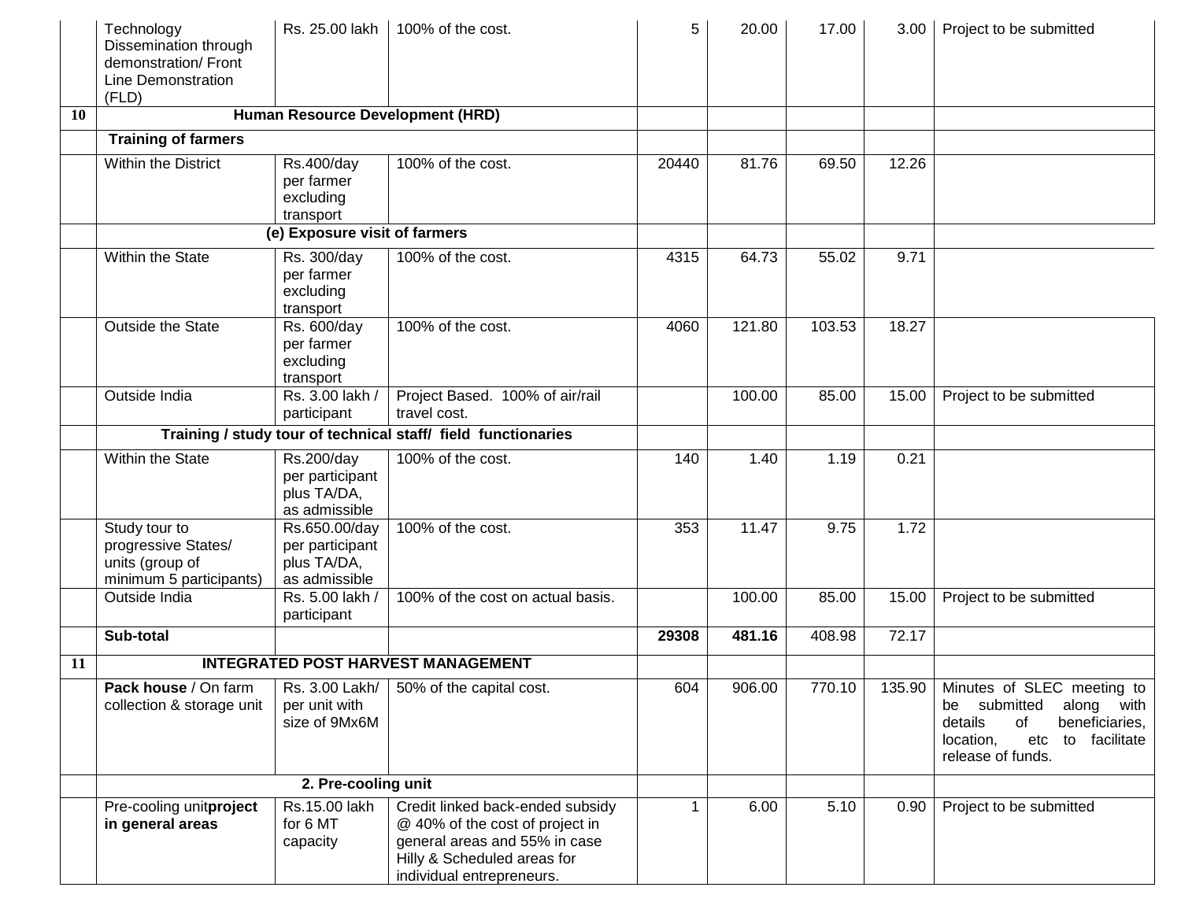| | | | | | | | | |
|---|---|---|---|---|---|---|---|---|
| | Technology Dissemination through demonstration/ Front Line Demonstration (FLD) | Rs. 25.00 lakh | 100% of the cost. | 5 | 20.00 | 17.00 | 3.00 | Project to be submitted |
| **10** | **Human Resource Development (HRD)** | | | | | | | |
| | **Training of farmers** | | | | | | | |
| | Within the District | Rs.400/day per farmer excluding transport | 100% of the cost. | 20440 | 81.76 | 69.50 | 12.26 | |
| | **(e) Exposure visit of farmers** | | | | | | | |
| | Within the State | Rs. 300/day per farmer excluding transport | 100% of the cost. | 4315 | 64.73 | 55.02 | 9.71 | |
| | Outside the State | Rs. 600/day per farmer excluding transport | 100% of the cost. | 4060 | 121.80 | 103.53 | 18.27 | |
| | Outside India | Rs. 3.00 lakh / participant | Project Based. 100% of air/rail travel cost. | | 100.00 | 85.00 | 15.00 | Project to be submitted |
| | **Training / study tour of technical staff/ field functionaries** | | | | | | | |
| | Within the State | Rs.200/day per participant plus TA/DA, as admissible | 100% of the cost. | 140 | 1.40 | 1.19 | 0.21 | |
| | Study tour to progressive States/ units (group of minimum 5 participants) | Rs.650.00/day per participant plus TA/DA, as admissible | 100% of the cost. | 353 | 11.47 | 9.75 | 1.72 | |
| | Outside India | Rs. 5.00 lakh / participant | 100% of the cost on actual basis. | | 100.00 | 85.00 | 15.00 | Project to be submitted |
| | **Sub-total** | | | **29308** | **481.16** | 408.98 | 72.17 | |
| **11** | **INTEGRATED POST HARVEST MANAGEMENT** | | | | | | | |
| | **Pack house** / On farm collection & storage unit | Rs. 3.00 Lakh/ per unit with size of 9Mx6M | 50% of the capital cost. | 604 | 906.00 | 770.10 | 135.90 | Minutes of SLEC meeting to be submitted along with details of beneficiaries, location, etc to facilitate release of funds. |
| | **2. Pre-cooling unit** | | | | | | | |
| | Pre-cooling unit**project in general areas** | Rs.15.00 lakh for 6 MT capacity | Credit linked back-ended subsidy @ 40% of the cost of project in general areas and 55% in case Hilly & Scheduled areas for individual entrepreneurs. | 1 | 6.00 | 5.10 | 0.90 | Project to be submitted |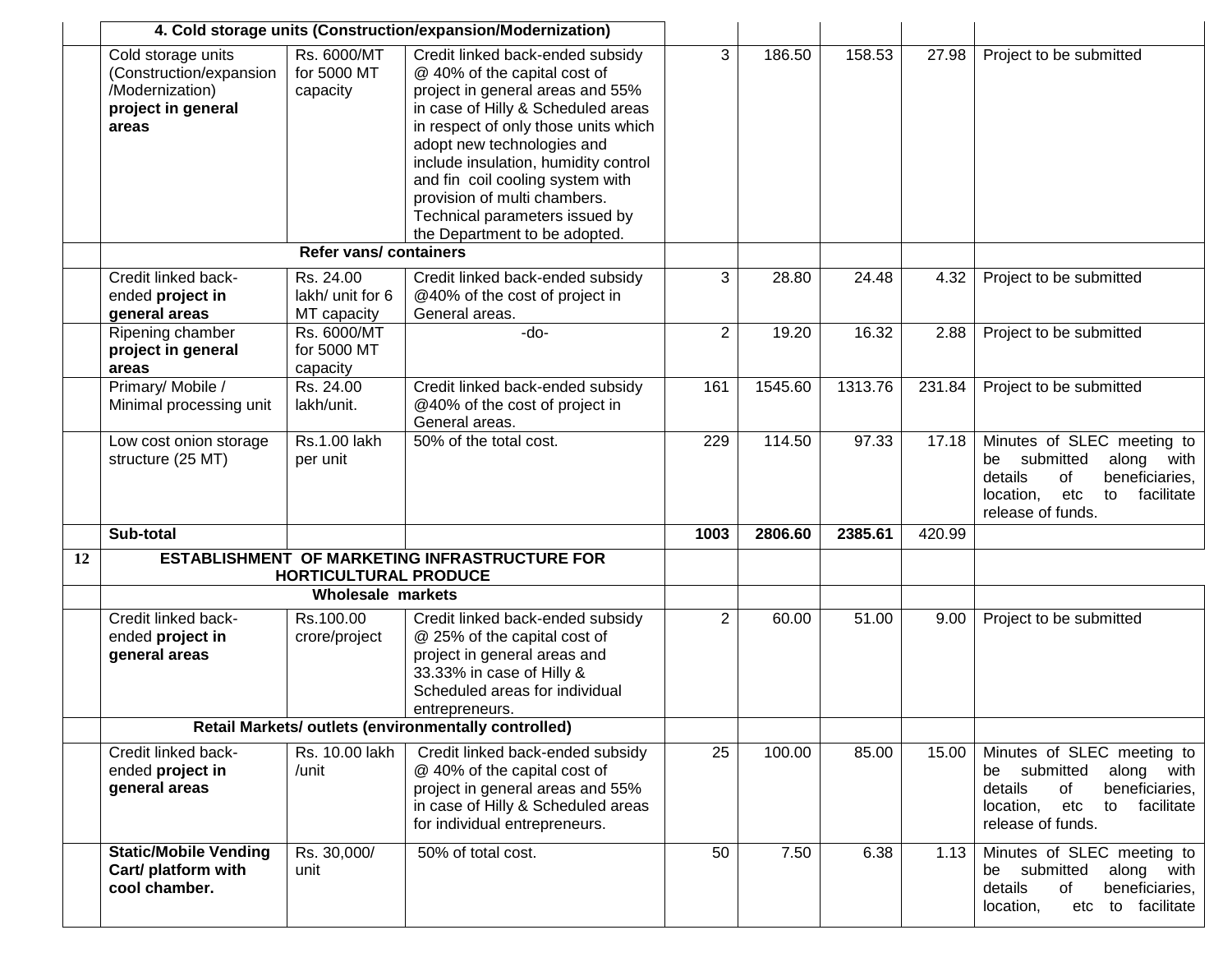| | | | | | | | | |
|---|---|---|---|---|---|---|---|---|
| | **4. Cold storage units (Construction/expansion/Modernization)** | | | | | | | |
| | Cold storage units (Construction/expansion /Modernization) **project in general areas** | Rs. 6000/MT for 5000 MT capacity | Credit linked back-ended subsidy @ 40% of the capital cost of project in general areas and 55% in case of Hilly & Scheduled areas in respect of only those units which adopt new technologies and include insulation, humidity control and fin coil cooling system with provision of multi chambers. Technical parameters issued by the Department to be adopted. | 3 | 186.50 | 158.53 | 27.98 | Project to be submitted |
| | **Refer vans/ containers** | | | | | | | |
| | Credit linked back-ended **project in general areas** | Rs. 24.00 lakh/ unit for 6 MT capacity | Credit linked back-ended subsidy @40% of the cost of project in General areas. | 3 | 28.80 | 24.48 | 4.32 | Project to be submitted |
| | Ripening chamber **project in general areas** | Rs. 6000/MT for 5000 MT capacity | -do- | 2 | 19.20 | 16.32 | 2.88 | Project to be submitted |
| | Primary/ Mobile / Minimal processing unit | Rs. 24.00 lakh/unit. | Credit linked back-ended subsidy @40% of the cost of project in General areas. | 161 | 1545.60 | 1313.76 | 231.84 | Project to be submitted |
| | Low cost onion storage structure (25 MT) | Rs.1.00 lakh per unit | 50% of the total cost. | 229 | 114.50 | 97.33 | 17.18 | Minutes of SLEC meeting to be submitted along with details of beneficiaries, location, etc to facilitate release of funds. |
| | **Sub-total** | | | **1003** | **2806.60** | **2385.61** | 420.99 | |
| **12** | **ESTABLISHMENT OF MARKETING INFRASTRUCTURE FOR HORTICULTURAL PRODUCE** | | | | | | | |
| | **Wholesale markets** | | | | | | | |
| | Credit linked back-ended **project in general areas** | Rs.100.00 crore/project | Credit linked back-ended subsidy @ 25% of the capital cost of project in general areas and 33.33% in case of Hilly & Scheduled areas for individual entrepreneurs. | 2 | 60.00 | 51.00 | 9.00 | Project to be submitted |
| | **Retail Markets/ outlets (environmentally controlled)** | | | | | | | |
| | Credit linked back-ended **project in general areas** | Rs. 10.00 lakh /unit | Credit linked back-ended subsidy @ 40% of the capital cost of project in general areas and 55% in case of Hilly & Scheduled areas for individual entrepreneurs. | 25 | 100.00 | 85.00 | 15.00 | Minutes of SLEC meeting to be submitted along with details of beneficiaries, location, etc to facilitate release of funds. |
| | **Static/Mobile Vending Cart/ platform with cool chamber.** | Rs. 30,000/ unit | 50% of total cost. | 50 | 7.50 | 6.38 | 1.13 | Minutes of SLEC meeting to be submitted along with details of beneficiaries, location, etc to facilitate |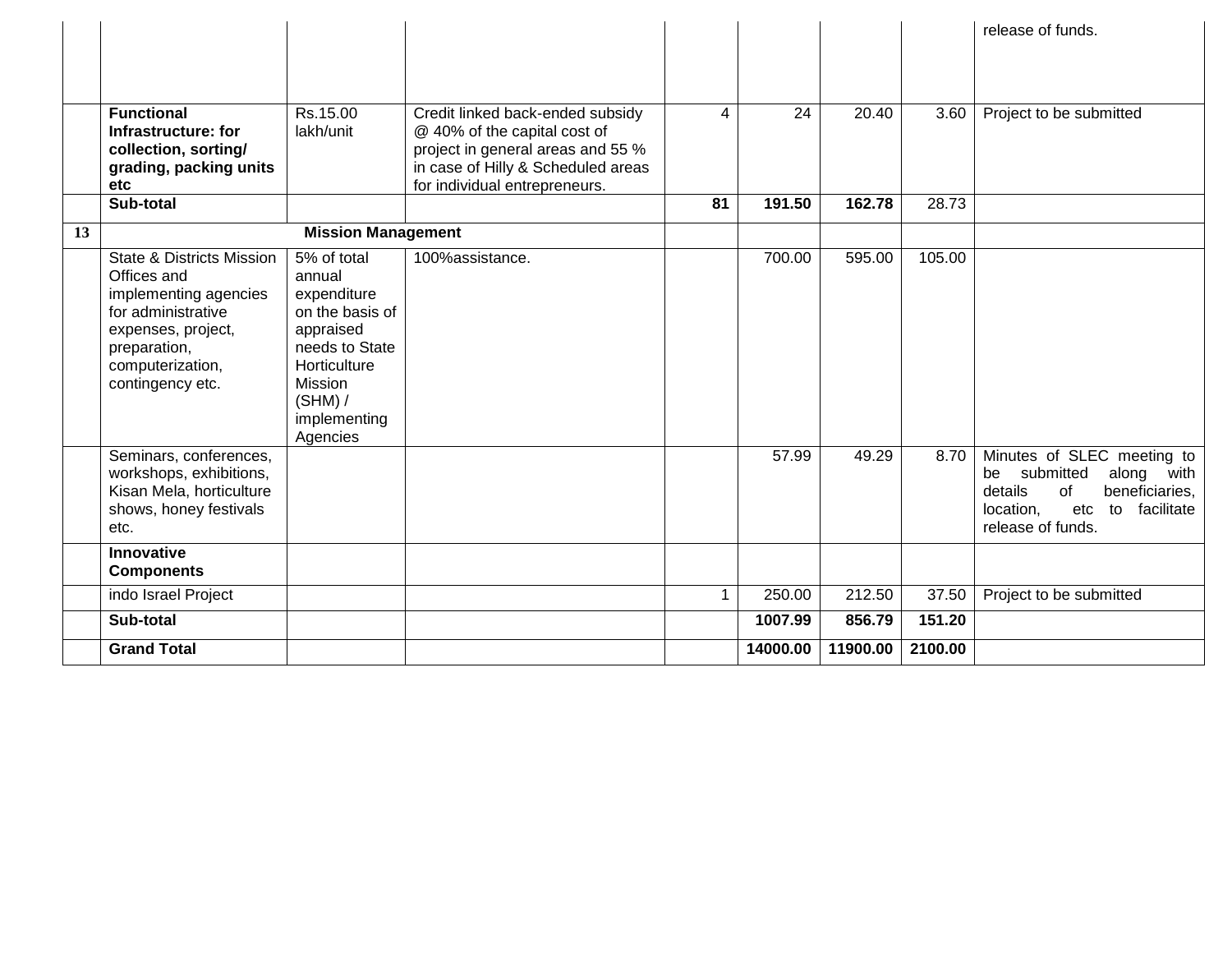| | | | | | | | | |
|---|---|---|---|---|---|---|---|---|
| | | | | | | | | release of funds. |
| | **Functional Infrastructure: for collection, sorting/ grading, packing units etc** | Rs.15.00 lakh/unit | Credit linked back-ended subsidy @ 40% of the capital cost of project in general areas and 55 % in case of Hilly & Scheduled areas for individual entrepreneurs. | 4 | 24 | 20.40 | 3.60 | Project to be submitted |
| | **Sub-total** | | | **81** | **191.50** | **162.78** | 28.73 | |
| **13** | **Mission Management** | | | | | | | |
| | State & Districts Mission Offices and implementing agencies for administrative expenses, project, preparation, computerization, contingency etc. | 5% of total annual expenditure on the basis of appraised needs to State Horticulture Mission (SHM) / implementing Agencies | 100%assistance. | | 700.00 | 595.00 | 105.00 | |
| | Seminars, conferences, workshops, exhibitions, Kisan Mela, horticulture shows, honey festivals etc. | | | | 57.99 | 49.29 | 8.70 | Minutes of SLEC meeting to be submitted along with details of beneficiaries, location, etc to facilitate release of funds. |
| | **Innovative Components** | | | | | | | |
| | indo Israel Project | | | 1 | 250.00 | 212.50 | 37.50 | Project to be submitted |
| | **Sub-total** | | | | **1007.99** | **856.79** | **151.20** | |
| | **Grand Total** | | | | **14000.00** | **11900.00** | **2100.00** | |